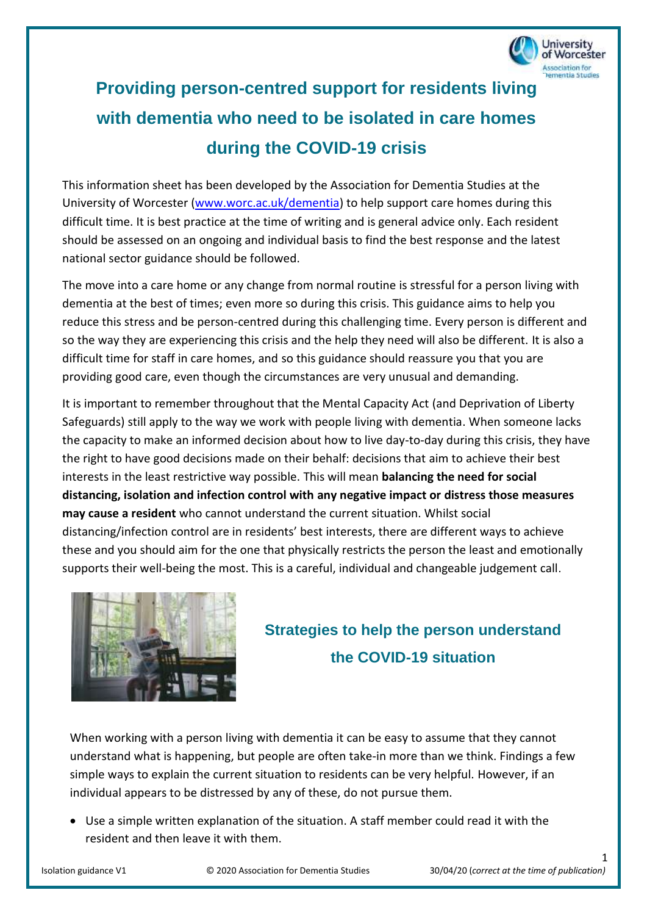# Providing person-centred support for residents living with dementia who need to be isolated in care homes during the COVID-19 crisis

This information sheet has been developed by the Association for Dementia Studies at the University of Worcester ([www.worc.ac.uk/dementia](www.worc.ac.uk/dementia)) to help support care homes during this difficult time. It is best practice at the time of writing and is general advice only. Each resident should be assessed on an ongoing and individual basis to find the best response and the latest national sector guidance should be followed.

The move into a care home or any change from normal routine is stressful for a person living with dementia at the best of times; even more so during this crisis. This guidance aims to help you reduce this stress and be person-centred during this challenging time. Every person is different and so the way they are experiencing this crisis and the help they need will also be different. It is also a difficult time for staff in care homes, and so this guidance should reassure you that you are providing good care, even though the circumstances are very unusual and demanding.

It is important to remember throughout that the Mental Capacity Act (and Deprivation of Liberty Safeguards) still apply to the way we work with people living with dementia. When someone lacks the capacity to make an informed decision about how to live day-to-day during this crisis, they have the right to have good decisions made on their behalf: decisions that aim to achieve their best interests in the least restrictive way possible. This will mean **balancing the need for social distancing, isolation and infection control with any negative impact or distress those measures may cause a resident** who cannot understand the current situation. Whilst social distancing/infection control are in residents' best interests, there are different ways to achieve these and you should aim for the one that physically restricts the person the least and emotionally supports their well-being the most. This is a careful, individual and changeable judgement call.

## Strategies to help the person understand the COVID-19 situation

When working with a person living with dementia it can be easy to assume that they cannot understand what is happening, but people are often take-in more than we think. Findings a few simple ways to explain the current situation to residents can be very helpful. However, if an individual appears to be distressed by any of these, do not pursue them.

- Use a simple written explanation of the situation. A staff member could read it with the resident and then leave it with them.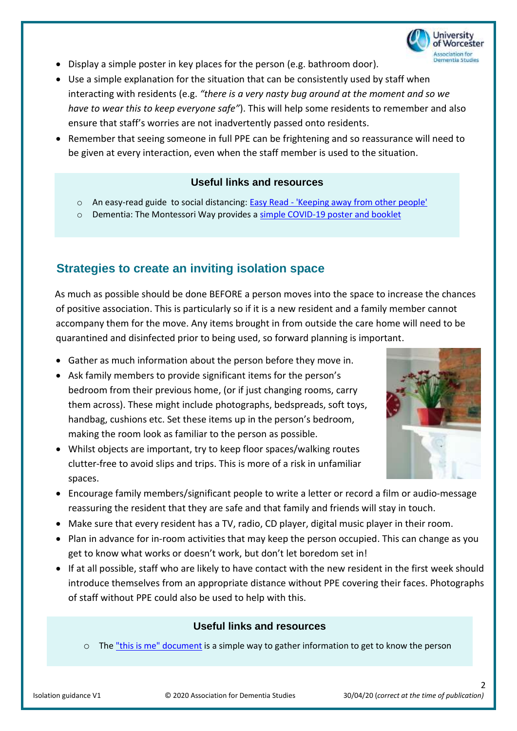- Display a simple poster in key places for the person (e.g. bathroom door).
- Use a simple explanation for the situation that can be consistently used by staff when interacting with residents (e.g. *"there is a very nasty bug around at the moment and so we have to wear this to keep everyone safe"*). This will help some residents to remember and also ensure that staff's worries are not inadvertently passed onto residents.
- Remember that seeing someone in full PPE can be frightening and so reassurance will need to be given at every interaction, even when the staff member is used to the situation.

**Useful links and resources**

- An easy-read guide to social distancing: Easy Read - 'Keeping away from other people'
- Dementia: The Montessori Way provides a simple COVID-19 poster and booklet

## Strategies to create an inviting isolation space

As much as possible should be done BEFORE a person moves into the space to increase the chances of positive association. This is particularly so if it is a new resident and a family member cannot accompany them for the move. Any items brought in from outside the care home will need to be quarantined and disinfected prior to being used, so forward planning is important.

- Gather as much information about the person before they move in.
- Ask family members to provide significant items for the person's bedroom from their previous home, (or if just changing rooms, carry them across). These might include photographs, bedspreads, soft toys, handbag, cushions etc. Set these items up in the person's bedroom, making the room look as familiar to the person as possible.
- Whilst objects are important, try to keep floor spaces/walking routes clutter-free to avoid slips and trips. This is more of a risk in unfamiliar spaces.
- Encourage family members/significant people to write a letter or record a film or audio-message reassuring the resident that they are safe and that family and friends will stay in touch.
- Make sure that every resident has a TV, radio, CD player, digital music player in their room.
- Plan in advance for in-room activities that may keep the person occupied. This can change as you get to know what works or doesn't work, but don't let boredom set in!
- If at all possible, staff who are likely to have contact with the new resident in the first week should introduce themselves from an appropriate distance without PPE covering their faces. Photographs of staff without PPE could also be used to help with this.

**Useful links and resources**

- The "this is me" document is a simple way to gather information to get to know the person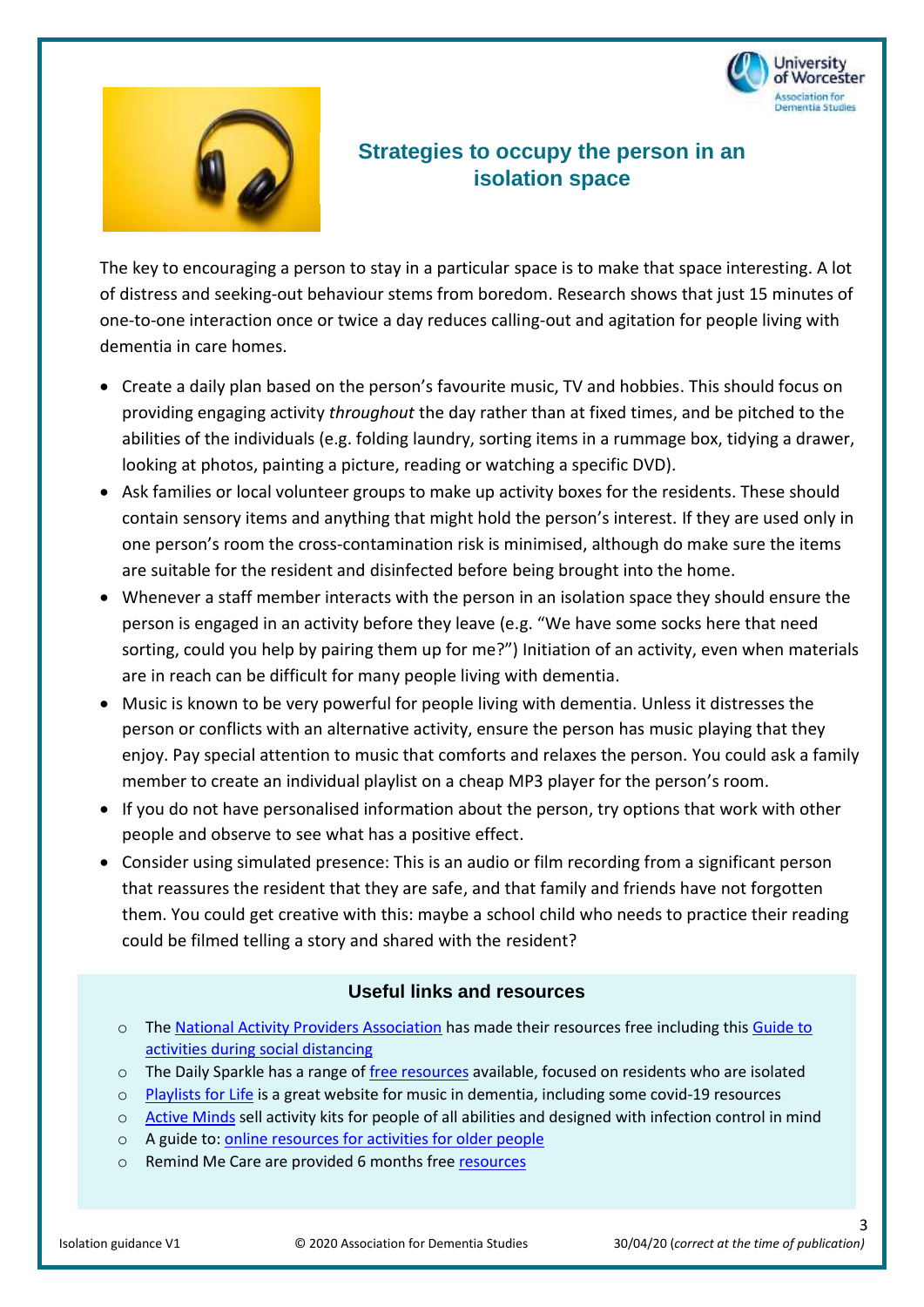## Strategies to occupy the person in an isolation space

The key to encouraging a person to stay in a particular space is to make that space interesting. A lot of distress and seeking-out behaviour stems from boredom. Research shows that just 15 minutes of one-to-one interaction once or twice a day reduces calling-out and agitation for people living with dementia in care homes.

- Create a daily plan based on the person's favourite music, TV and hobbies. This should focus on providing engaging activity *throughout* the day rather than at fixed times, and be pitched to the abilities of the individuals (e.g. folding laundry, sorting items in a rummage box, tidying a drawer, looking at photos, painting a picture, reading or watching a specific DVD).
- Ask families or local volunteer groups to make up activity boxes for the residents. These should contain sensory items and anything that might hold the person's interest. If they are used only in one person's room the cross-contamination risk is minimised, although do make sure the items are suitable for the resident and disinfected before being brought into the home.
- Whenever a staff member interacts with the person in an isolation space they should ensure the person is engaged in an activity before they leave (e.g. "We have some socks here that need sorting, could you help by pairing them up for me?") Initiation of an activity, even when materials are in reach can be difficult for many people living with dementia.
- Music is known to be very powerful for people living with dementia. Unless it distresses the person or conflicts with an alternative activity, ensure the person has music playing that they enjoy. Pay special attention to music that comforts and relaxes the person. You could ask a family member to create an individual playlist on a cheap MP3 player for the person's room.
- If you do not have personalised information about the person, try options that work with other people and observe to see what has a positive effect.
- Consider using simulated presence: This is an audio or film recording from a significant person that reassures the resident that they are safe, and that family and friends have not forgotten them. You could get creative with this: maybe a school child who needs to practice their reading could be filmed telling a story and shared with the resident?

### Useful links and resources

- The National Activity Providers Association has made their resources free including this Guide to activities during social distancing
- The Daily Sparkle has a range of free resources available, focused on residents who are isolated
- Playlists for Life is a great website for music in dementia, including some covid-19 resources
- Active Minds sell activity kits for people of all abilities and designed with infection control in mind
- A guide to: online resources for activities for older people
- Remind Me Care are provided 6 months free resources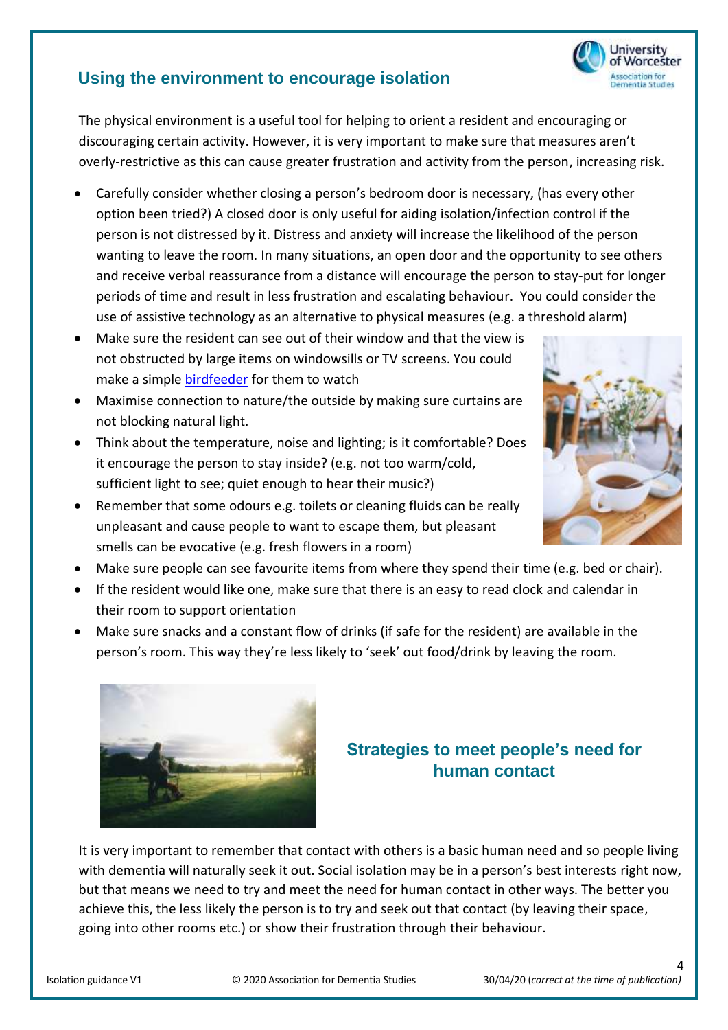## Using the environment to encourage isolation

The physical environment is a useful tool for helping to orient a resident and encouraging or discouraging certain activity. However, it is very important to make sure that measures aren't overly-restrictive as this can cause greater frustration and activity from the person, increasing risk.

- Carefully consider whether closing a person's bedroom door is necessary, (has every other option been tried?) A closed door is only useful for aiding isolation/infection control if the person is not distressed by it. Distress and anxiety will increase the likelihood of the person wanting to leave the room. In many situations, an open door and the opportunity to see others and receive verbal reassurance from a distance will encourage the person to stay-put for longer periods of time and result in less frustration and escalating behaviour. You could consider the use of assistive technology as an alternative to physical measures (e.g. a threshold alarm)
- Make sure the resident can see out of their window and that the view is not obstructed by large items on windowsills or TV screens. You could make a simple birdfeeder for them to watch
- Maximise connection to nature/the outside by making sure curtains are not blocking natural light.
- Think about the temperature, noise and lighting; is it comfortable? Does it encourage the person to stay inside? (e.g. not too warm/cold, sufficient light to see; quiet enough to hear their music?)
- Remember that some odours e.g. toilets or cleaning fluids can be really unpleasant and cause people to want to escape them, but pleasant smells can be evocative (e.g. fresh flowers in a room)
- Make sure people can see favourite items from where they spend their time (e.g. bed or chair).
- If the resident would like one, make sure that there is an easy to read clock and calendar in their room to support orientation
- Make sure snacks and a constant flow of drinks (if safe for the resident) are available in the person's room. This way they're less likely to 'seek' out food/drink by leaving the room.

## Strategies to meet people's need for human contact

It is very important to remember that contact with others is a basic human need and so people living with dementia will naturally seek it out. Social isolation may be in a person's best interests right now, but that means we need to try and meet the need for human contact in other ways. The better you achieve this, the less likely the person is to try and seek out that contact (by leaving their space, going into other rooms etc.) or show their frustration through their behaviour.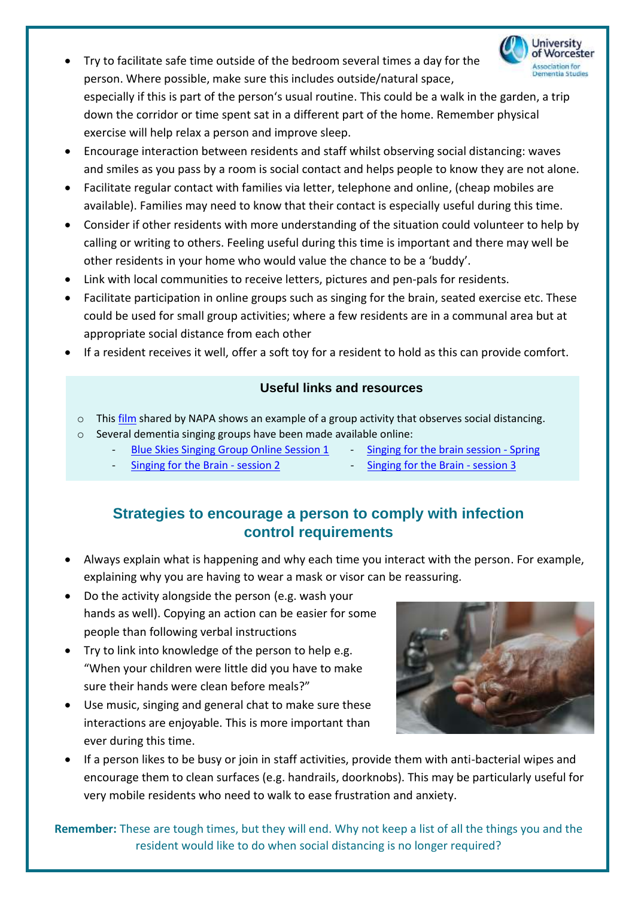- Try to facilitate safe time outside of the bedroom several times a day for the person. Where possible, make sure this includes outside/natural space, especially if this is part of the person's usual routine. This could be a walk in the garden, a trip down the corridor or time spent sat in a different part of the home. Remember physical exercise will help relax a person and improve sleep.
- Encourage interaction between residents and staff whilst observing social distancing: waves and smiles as you pass by a room is social contact and helps people to know they are not alone.
- Facilitate regular contact with families via letter, telephone and online, (cheap mobiles are available). Families may need to know that their contact is especially useful during this time.
- Consider if other residents with more understanding of the situation could volunteer to help by calling or writing to others. Feeling useful during this time is important and there may well be other residents in your home who would value the chance to be a 'buddy'.
- Link with local communities to receive letters, pictures and pen-pals for residents.
- Facilitate participation in online groups such as singing for the brain, seated exercise etc. These could be used for small group activities; where a few residents are in a communal area but at appropriate social distance from each other
- If a resident receives it well, offer a soft toy for a resident to hold as this can provide comfort.

**Useful links and resources**

- This film shared by NAPA shows an example of a group activity that observes social distancing.
- Several dementia singing groups have been made available online:
  - Blue Skies Singing Group Online Session 1
  - Singing for the Brain - session 2
  - Singing for the brain session - Spring
  - Singing for the Brain - session 3

## Strategies to encourage a person to comply with infection control requirements

- Always explain what is happening and why each time you interact with the person. For example, explaining why you are having to wear a mask or visor can be reassuring.
- Do the activity alongside the person (e.g. wash your hands as well). Copying an action can be easier for some people than following verbal instructions
- Try to link into knowledge of the person to help e.g. "When your children were little did you have to make sure their hands were clean before meals?"
- Use music, singing and general chat to make sure these interactions are enjoyable. This is more important than ever during this time.
- If a person likes to be busy or join in staff activities, provide them with anti-bacterial wipes and encourage them to clean surfaces (e.g. handrails, doorknobs). This may be particularly useful for very mobile residents who need to walk to ease frustration and anxiety.

**Remember:** These are tough times, but they will end. Why not keep a list of all the things you and the resident would like to do when social distancing is no longer required?